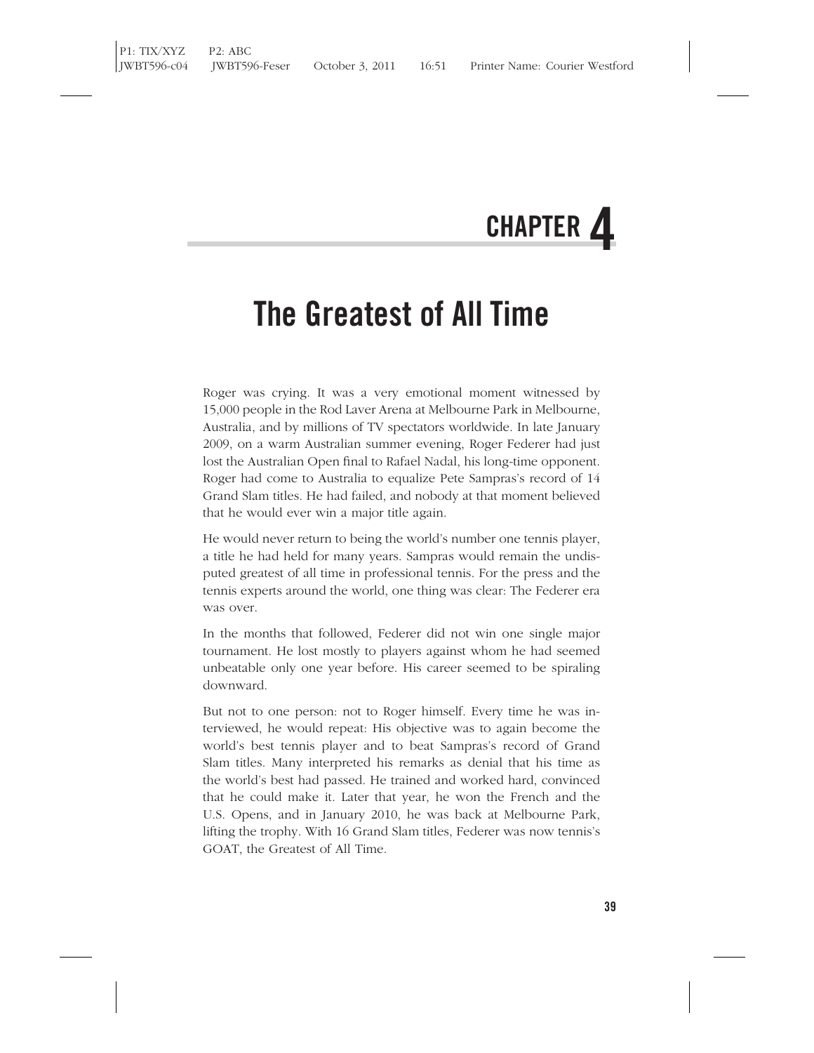# CHAPTER 4

## The Greatest of All Time

Roger was crying. It was a very emotional moment witnessed by 15,000 people in the Rod Laver Arena at Melbourne Park in Melbourne, Australia, and by millions of TV spectators worldwide. In late January 2009, on a warm Australian summer evening, Roger Federer had just lost the Australian Open final to Rafael Nadal, his long-time opponent. Roger had come to Australia to equalize Pete Sampras's record of 14 Grand Slam titles. He had failed, and nobody at that moment believed that he would ever win a major title again.

He would never return to being the world's number one tennis player, a title he had held for many years. Sampras would remain the undisputed greatest of all time in professional tennis. For the press and the tennis experts around the world, one thing was clear: The Federer era was over.

In the months that followed, Federer did not win one single major tournament. He lost mostly to players against whom he had seemed unbeatable only one year before. His career seemed to be spiraling downward.

But not to one person: not to Roger himself. Every time he was interviewed, he would repeat: His objective was to again become the world's best tennis player and to beat Sampras's record of Grand Slam titles. Many interpreted his remarks as denial that his time as the world's best had passed. He trained and worked hard, convinced that he could make it. Later that year, he won the French and the U.S. Opens, and in January 2010, he was back at Melbourne Park, lifting the trophy. With 16 Grand Slam titles, Federer was now tennis's GOAT, the Greatest of All Time.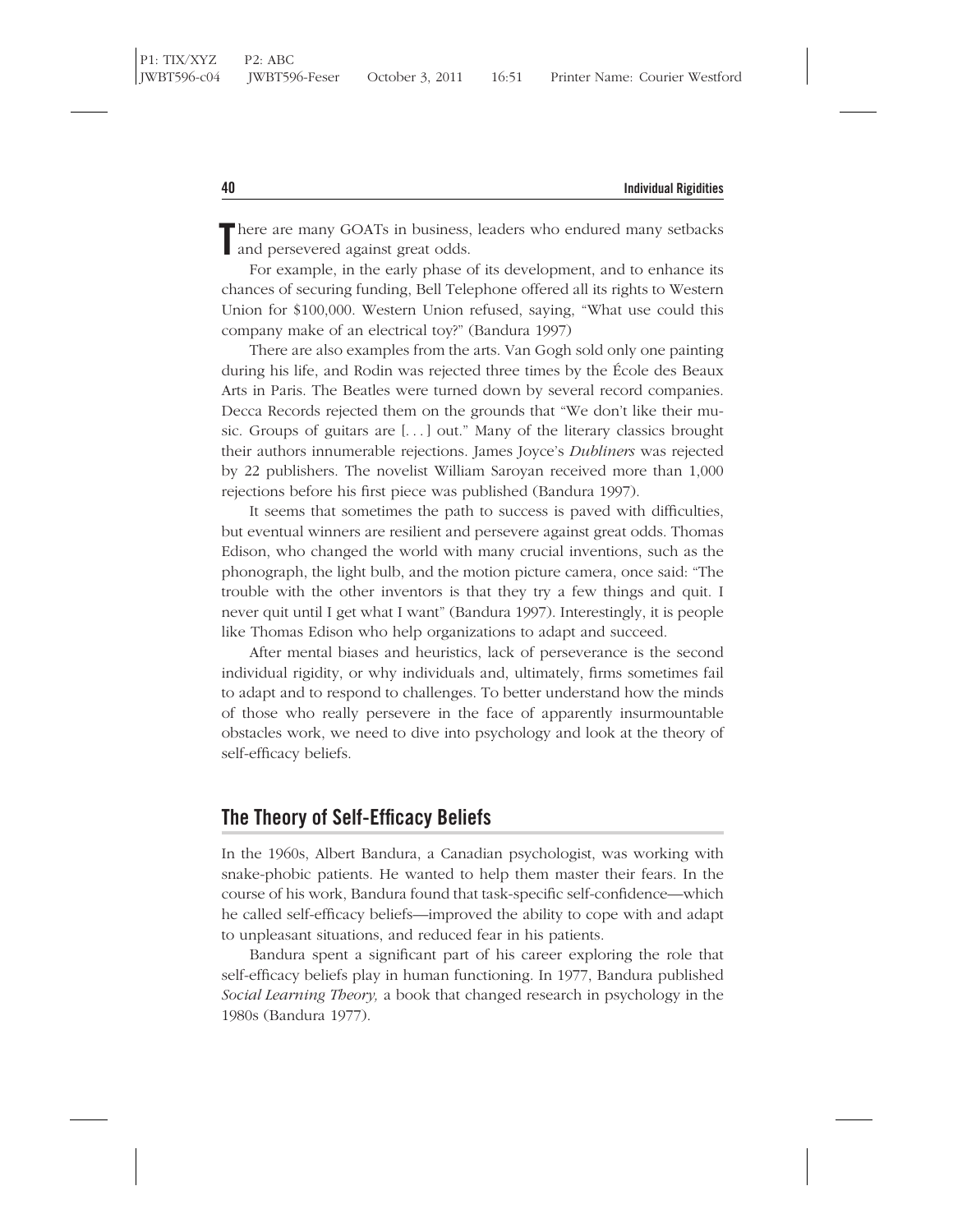There are many GOATs in business, leaders who endured many setbacks and persevered against great odds.

For example, in the early phase of its development, and to enhance its chances of securing funding, Bell Telephone offered all its rights to Western Union for $100,000. Western Union refused, saying, "What use could this company make of an electrical toy?" (Bandura 1997)

There are also examples from the arts. Van Gogh sold only one painting during his life, and Rodin was rejected three times by the École des Beaux Arts in Paris. The Beatles were turned down by several record companies. Decca Records rejected them on the grounds that "We don't like their music. Groups of guitars are [. . . ] out." Many of the literary classics brought their authors innumerable rejections. James Joyce's *Dubliners* was rejected by 22 publishers. The novelist William Saroyan received more than 1,000 rejections before his first piece was published (Bandura 1997).

It seems that sometimes the path to success is paved with difficulties, but eventual winners are resilient and persevere against great odds. Thomas Edison, who changed the world with many crucial inventions, such as the phonograph, the light bulb, and the motion picture camera, once said: "The trouble with the other inventors is that they try a few things and quit. I never quit until I get what I want" (Bandura 1997). Interestingly, it is people like Thomas Edison who help organizations to adapt and succeed.

After mental biases and heuristics, lack of perseverance is the second individual rigidity, or why individuals and, ultimately, firms sometimes fail to adapt and to respond to challenges. To better understand how the minds of those who really persevere in the face of apparently insurmountable obstacles work, we need to dive into psychology and look at the theory of self-efficacy beliefs.

## The Theory of Self-Efficacy Beliefs

In the 1960s, Albert Bandura, a Canadian psychologist, was working with snake-phobic patients. He wanted to help them master their fears. In the course of his work, Bandura found that task-specific self-confidence—which he called self-efficacy beliefs—improved the ability to cope with and adapt to unpleasant situations, and reduced fear in his patients.

Bandura spent a significant part of his career exploring the role that self-efficacy beliefs play in human functioning. In 1977, Bandura published *Social Learning Theory,* a book that changed research in psychology in the 1980s (Bandura 1977).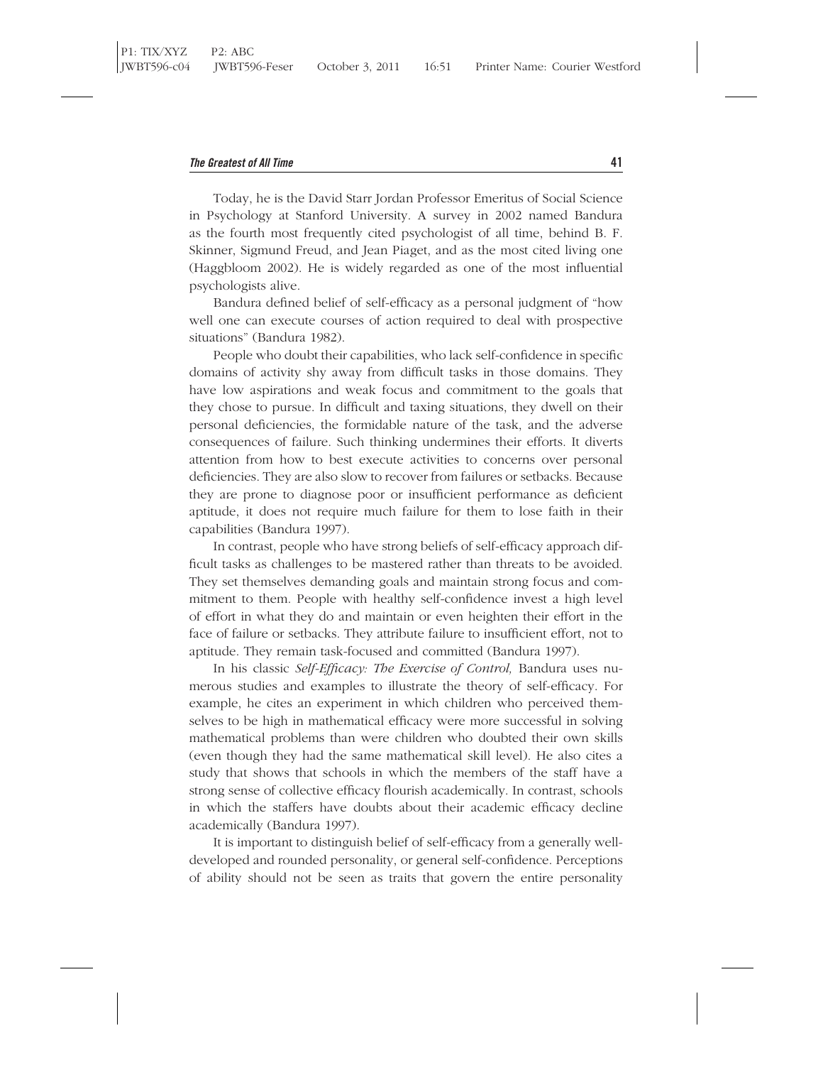Today, he is the David Starr Jordan Professor Emeritus of Social Science in Psychology at Stanford University. A survey in 2002 named Bandura as the fourth most frequently cited psychologist of all time, behind B. F. Skinner, Sigmund Freud, and Jean Piaget, and as the most cited living one (Haggbloom 2002). He is widely regarded as one of the most influential psychologists alive.

Bandura defined belief of self-efficacy as a personal judgment of "how well one can execute courses of action required to deal with prospective situations" (Bandura 1982).

People who doubt their capabilities, who lack self-confidence in specific domains of activity shy away from difficult tasks in those domains. They have low aspirations and weak focus and commitment to the goals that they chose to pursue. In difficult and taxing situations, they dwell on their personal deficiencies, the formidable nature of the task, and the adverse consequences of failure. Such thinking undermines their efforts. It diverts attention from how to best execute activities to concerns over personal deficiencies. They are also slow to recover from failures or setbacks. Because they are prone to diagnose poor or insufficient performance as deficient aptitude, it does not require much failure for them to lose faith in their capabilities (Bandura 1997).

In contrast, people who have strong beliefs of self-efficacy approach difficult tasks as challenges to be mastered rather than threats to be avoided. They set themselves demanding goals and maintain strong focus and commitment to them. People with healthy self-confidence invest a high level of effort in what they do and maintain or even heighten their effort in the face of failure or setbacks. They attribute failure to insufficient effort, not to aptitude. They remain task-focused and committed (Bandura 1997).

In his classic *Self-Efficacy: The Exercise of Control,* Bandura uses numerous studies and examples to illustrate the theory of self-efficacy. For example, he cites an experiment in which children who perceived themselves to be high in mathematical efficacy were more successful in solving mathematical problems than were children who doubted their own skills (even though they had the same mathematical skill level). He also cites a study that shows that schools in which the members of the staff have a strong sense of collective efficacy flourish academically. In contrast, schools in which the staffers have doubts about their academic efficacy decline academically (Bandura 1997).

It is important to distinguish belief of self-efficacy from a generally well-developed and rounded personality, or general self-confidence. Perceptions of ability should not be seen as traits that govern the entire personality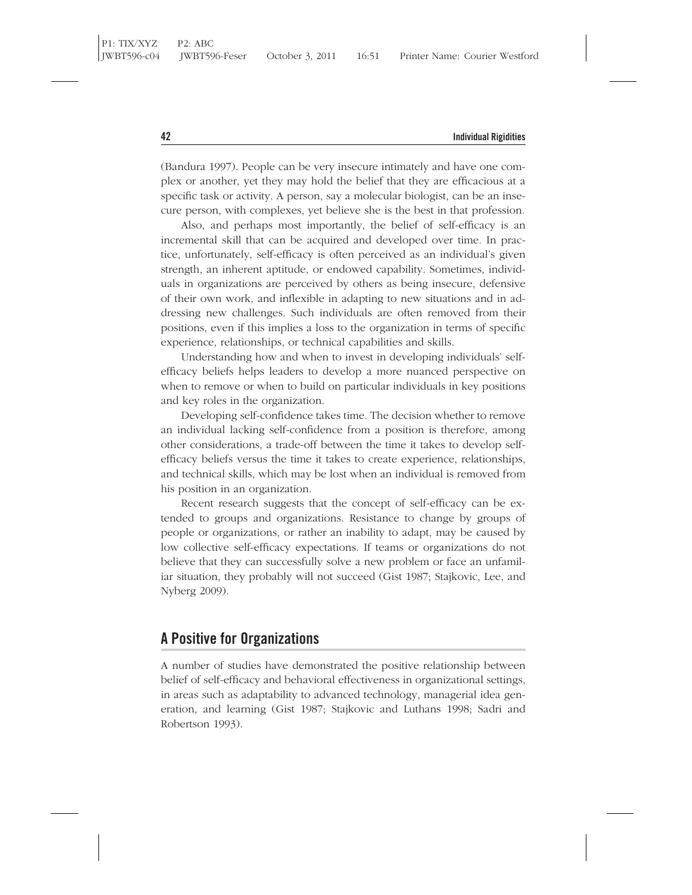(Bandura 1997). People can be very insecure intimately and have one complex or another, yet they may hold the belief that they are efficacious at a specific task or activity. A person, say a molecular biologist, can be an insecure person, with complexes, yet believe she is the best in that profession.

Also, and perhaps most importantly, the belief of self-efficacy is an incremental skill that can be acquired and developed over time. In practice, unfortunately, self-efficacy is often perceived as an individual's given strength, an inherent aptitude, or endowed capability. Sometimes, individuals in organizations are perceived by others as being insecure, defensive of their own work, and inflexible in adapting to new situations and in addressing new challenges. Such individuals are often removed from their positions, even if this implies a loss to the organization in terms of specific experience, relationships, or technical capabilities and skills.

Understanding how and when to invest in developing individuals' self-efficacy beliefs helps leaders to develop a more nuanced perspective on when to remove or when to build on particular individuals in key positions and key roles in the organization.

Developing self-confidence takes time. The decision whether to remove an individual lacking self-confidence from a position is therefore, among other considerations, a trade-off between the time it takes to develop self-efficacy beliefs versus the time it takes to create experience, relationships, and technical skills, which may be lost when an individual is removed from his position in an organization.

Recent research suggests that the concept of self-efficacy can be extended to groups and organizations. Resistance to change by groups of people or organizations, or rather an inability to adapt, may be caused by low collective self-efficacy expectations. If teams or organizations do not believe that they can successfully solve a new problem or face an unfamiliar situation, they probably will not succeed (Gist 1987; Stajkovic, Lee, and Nyberg 2009).

## A Positive for Organizations

A number of studies have demonstrated the positive relationship between belief of self-efficacy and behavioral effectiveness in organizational settings, in areas such as adaptability to advanced technology, managerial idea generation, and learning (Gist 1987; Stajkovic and Luthans 1998; Sadri and Robertson 1993).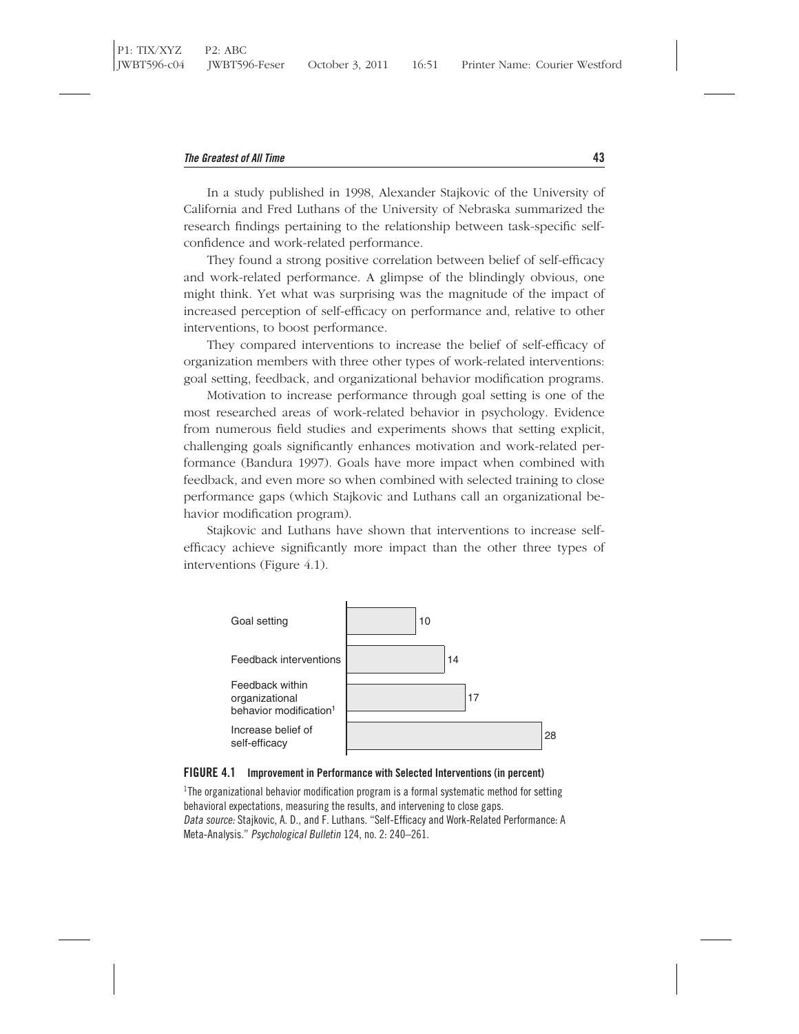In a study published in 1998, Alexander Stajkovic of the University of California and Fred Luthans of the University of Nebraska summarized the research findings pertaining to the relationship between task-specific self-confidence and work-related performance.

They found a strong positive correlation between belief of self-efficacy and work-related performance. A glimpse of the blindingly obvious, one might think. Yet what was surprising was the magnitude of the impact of increased perception of self-efficacy on performance and, relative to other interventions, to boost performance.

They compared interventions to increase the belief of self-efficacy of organization members with three other types of work-related interventions: goal setting, feedback, and organizational behavior modification programs.

Motivation to increase performance through goal setting is one of the most researched areas of work-related behavior in psychology. Evidence from numerous field studies and experiments shows that setting explicit, challenging goals significantly enhances motivation and work-related performance (Bandura 1997). Goals have more impact when combined with feedback, and even more so when combined with selected training to close performance gaps (which Stajkovic and Luthans call an organizational behavior modification program).

Stajkovic and Luthans have shown that interventions to increase self-efficacy achieve significantly more impact than the other three types of interventions (Figure 4.1).

| Intervention | Improvement (%) |
|---|---|
| Goal setting | 10 |
| Feedback interventions | 14 |
| Feedback within organizational behavior modification[1] | 17 |
| Increase belief of self-efficacy | 28 |

**FIGURE 4.1 Improvement in Performance with Selected Interventions (in percent)**

[1]The organizational behavior modification program is a formal systematic method for setting behavioral expectations, measuring the results, and intervening to close gaps.

*Data source:* Stajkovic, A. D., and F. Luthans. "Self-Efficacy and Work-Related Performance: A Meta-Analysis." *Psychological Bulletin* 124, no. 2: 240–261.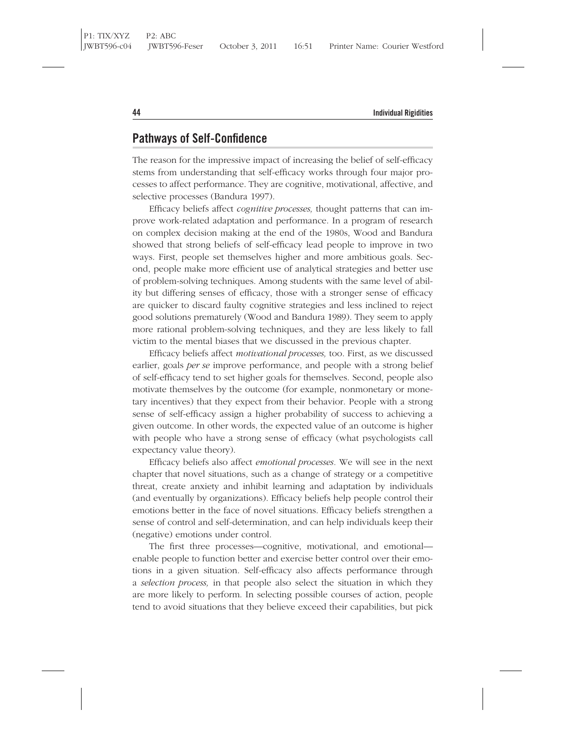## Pathways of Self-Confidence

The reason for the impressive impact of increasing the belief of self-efficacy stems from understanding that self-efficacy works through four major processes to affect performance. They are cognitive, motivational, affective, and selective processes (Bandura 1997).

Efficacy beliefs affect *cognitive processes,* thought patterns that can improve work-related adaptation and performance. In a program of research on complex decision making at the end of the 1980s, Wood and Bandura showed that strong beliefs of self-efficacy lead people to improve in two ways. First, people set themselves higher and more ambitious goals. Second, people make more efficient use of analytical strategies and better use of problem-solving techniques. Among students with the same level of ability but differing senses of efficacy, those with a stronger sense of efficacy are quicker to discard faulty cognitive strategies and less inclined to reject good solutions prematurely (Wood and Bandura 1989). They seem to apply more rational problem-solving techniques, and they are less likely to fall victim to the mental biases that we discussed in the previous chapter.

Efficacy beliefs affect *motivational processes,* too. First, as we discussed earlier, goals *per se* improve performance, and people with a strong belief of self-efficacy tend to set higher goals for themselves. Second, people also motivate themselves by the outcome (for example, nonmonetary or monetary incentives) that they expect from their behavior. People with a strong sense of self-efficacy assign a higher probability of success to achieving a given outcome. In other words, the expected value of an outcome is higher with people who have a strong sense of efficacy (what psychologists call expectancy value theory).

Efficacy beliefs also affect *emotional processes*. We will see in the next chapter that novel situations, such as a change of strategy or a competitive threat, create anxiety and inhibit learning and adaptation by individuals (and eventually by organizations). Efficacy beliefs help people control their emotions better in the face of novel situations. Efficacy beliefs strengthen a sense of control and self-determination, and can help individuals keep their (negative) emotions under control.

The first three processes—cognitive, motivational, and emotional—enable people to function better and exercise better control over their emotions in a given situation. Self-efficacy also affects performance through a *selection process,* in that people also select the situation in which they are more likely to perform. In selecting possible courses of action, people tend to avoid situations that they believe exceed their capabilities, but pick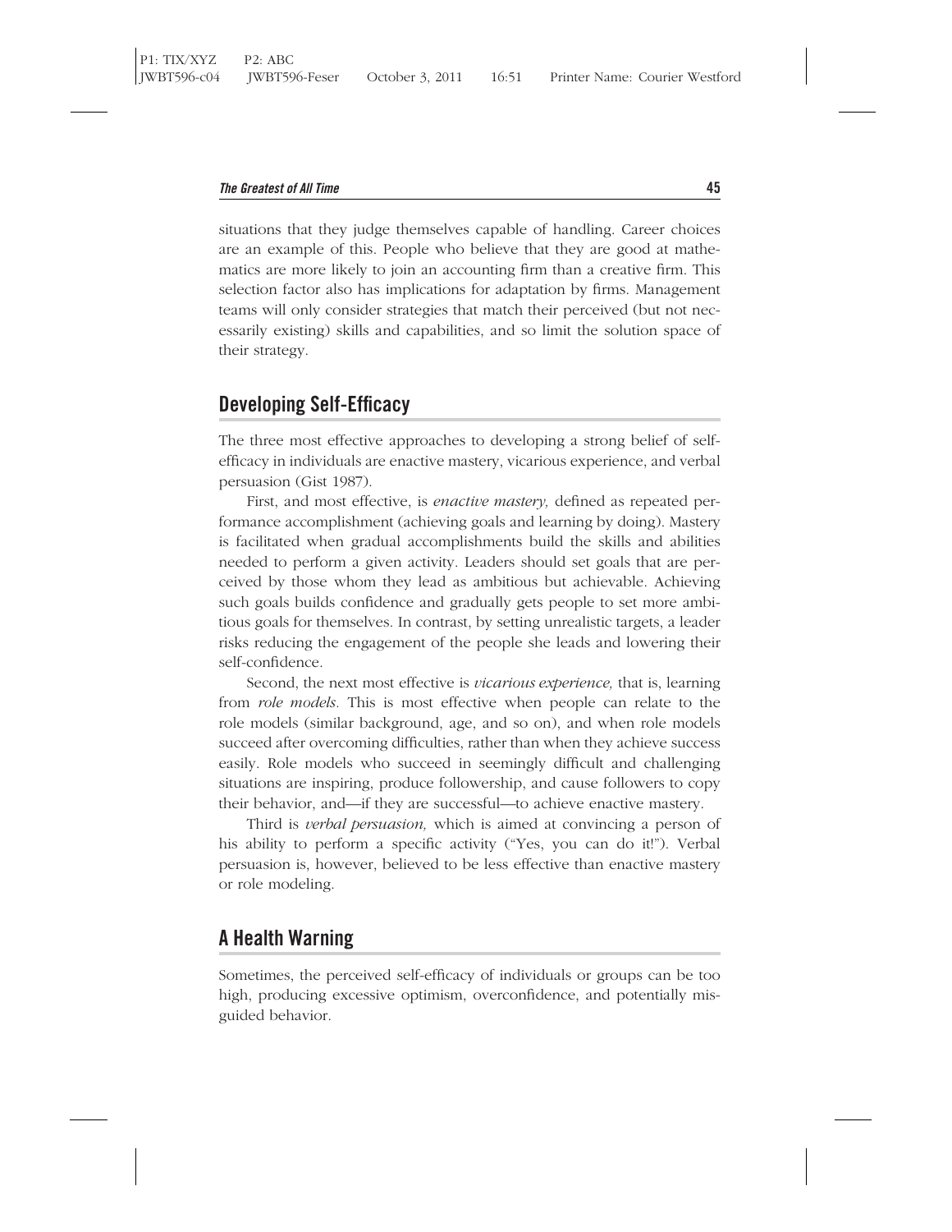situations that they judge themselves capable of handling. Career choices are an example of this. People who believe that they are good at mathematics are more likely to join an accounting firm than a creative firm. This selection factor also has implications for adaptation by firms. Management teams will only consider strategies that match their perceived (but not necessarily existing) skills and capabilities, and so limit the solution space of their strategy.

## Developing Self-Efficacy

The three most effective approaches to developing a strong belief of self-efficacy in individuals are enactive mastery, vicarious experience, and verbal persuasion (Gist 1987).

First, and most effective, is *enactive mastery,* defined as repeated performance accomplishment (achieving goals and learning by doing). Mastery is facilitated when gradual accomplishments build the skills and abilities needed to perform a given activity. Leaders should set goals that are perceived by those whom they lead as ambitious but achievable. Achieving such goals builds confidence and gradually gets people to set more ambitious goals for themselves. In contrast, by setting unrealistic targets, a leader risks reducing the engagement of the people she leads and lowering their self-confidence.

Second, the next most effective is *vicarious experience,* that is, learning from *role models.* This is most effective when people can relate to the role models (similar background, age, and so on), and when role models succeed after overcoming difficulties, rather than when they achieve success easily. Role models who succeed in seemingly difficult and challenging situations are inspiring, produce followership, and cause followers to copy their behavior, and—if they are successful—to achieve enactive mastery.

Third is *verbal persuasion,* which is aimed at convincing a person of his ability to perform a specific activity ("Yes, you can do it!"). Verbal persuasion is, however, believed to be less effective than enactive mastery or role modeling.

## A Health Warning

Sometimes, the perceived self-efficacy of individuals or groups can be too high, producing excessive optimism, overconfidence, and potentially misguided behavior.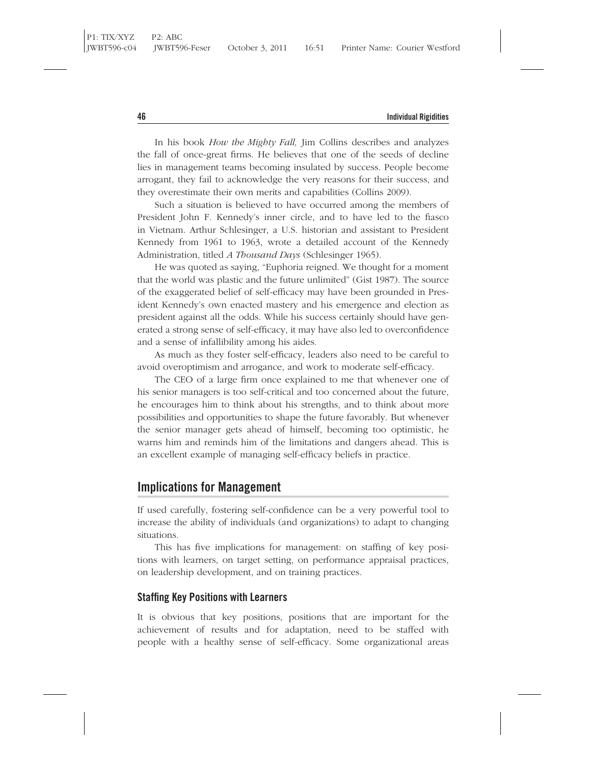In his book *How the Mighty Fall,* Jim Collins describes and analyzes the fall of once-great firms. He believes that one of the seeds of decline lies in management teams becoming insulated by success. People become arrogant, they fail to acknowledge the very reasons for their success, and they overestimate their own merits and capabilities (Collins 2009).

Such a situation is believed to have occurred among the members of President John F. Kennedy's inner circle, and to have led to the fiasco in Vietnam. Arthur Schlesinger, a U.S. historian and assistant to President Kennedy from 1961 to 1963, wrote a detailed account of the Kennedy Administration, titled *A Thousand Days* (Schlesinger 1965).

He was quoted as saying, "Euphoria reigned. We thought for a moment that the world was plastic and the future unlimited" (Gist 1987). The source of the exaggerated belief of self-efficacy may have been grounded in President Kennedy's own enacted mastery and his emergence and election as president against all the odds. While his success certainly should have generated a strong sense of self-efficacy, it may have also led to overconfidence and a sense of infallibility among his aides.

As much as they foster self-efficacy, leaders also need to be careful to avoid overoptimism and arrogance, and work to moderate self-efficacy.

The CEO of a large firm once explained to me that whenever one of his senior managers is too self-critical and too concerned about the future, he encourages him to think about his strengths, and to think about more possibilities and opportunities to shape the future favorably. But whenever the senior manager gets ahead of himself, becoming too optimistic, he warns him and reminds him of the limitations and dangers ahead. This is an excellent example of managing self-efficacy beliefs in practice.

## Implications for Management

If used carefully, fostering self-confidence can be a very powerful tool to increase the ability of individuals (and organizations) to adapt to changing situations.

This has five implications for management: on staffing of key positions with learners, on target setting, on performance appraisal practices, on leadership development, and on training practices.

### Staffing Key Positions with Learners

It is obvious that key positions, positions that are important for the achievement of results and for adaptation, need to be staffed with people with a healthy sense of self-efficacy. Some organizational areas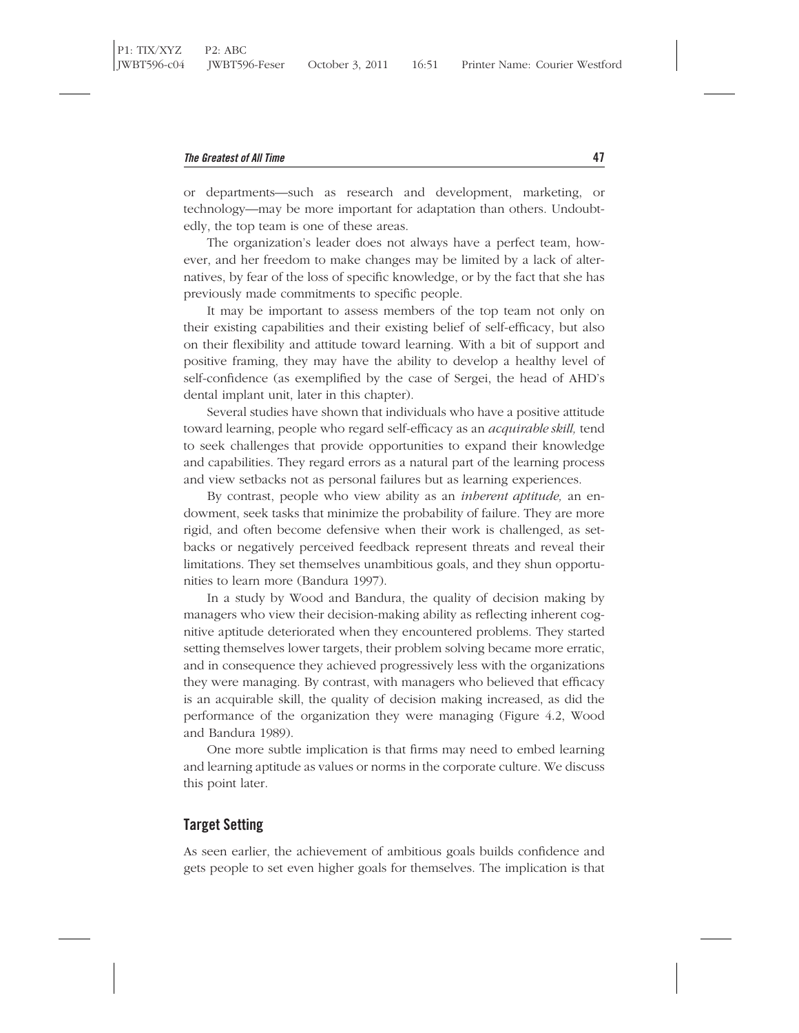or departments—such as research and development, marketing, or technology—may be more important for adaptation than others. Undoubtedly, the top team is one of these areas.

The organization's leader does not always have a perfect team, however, and her freedom to make changes may be limited by a lack of alternatives, by fear of the loss of specific knowledge, or by the fact that she has previously made commitments to specific people.

It may be important to assess members of the top team not only on their existing capabilities and their existing belief of self-efficacy, but also on their flexibility and attitude toward learning. With a bit of support and positive framing, they may have the ability to develop a healthy level of self-confidence (as exemplified by the case of Sergei, the head of AHD's dental implant unit, later in this chapter).

Several studies have shown that individuals who have a positive attitude toward learning, people who regard self-efficacy as an *acquirable skill,* tend to seek challenges that provide opportunities to expand their knowledge and capabilities. They regard errors as a natural part of the learning process and view setbacks not as personal failures but as learning experiences.

By contrast, people who view ability as an *inherent aptitude,* an endowment, seek tasks that minimize the probability of failure. They are more rigid, and often become defensive when their work is challenged, as setbacks or negatively perceived feedback represent threats and reveal their limitations. They set themselves unambitious goals, and they shun opportunities to learn more (Bandura 1997).

In a study by Wood and Bandura, the quality of decision making by managers who view their decision-making ability as reflecting inherent cognitive aptitude deteriorated when they encountered problems. They started setting themselves lower targets, their problem solving became more erratic, and in consequence they achieved progressively less with the organizations they were managing. By contrast, with managers who believed that efficacy is an acquirable skill, the quality of decision making increased, as did the performance of the organization they were managing (Figure 4.2, Wood and Bandura 1989).

One more subtle implication is that firms may need to embed learning and learning aptitude as values or norms in the corporate culture. We discuss this point later.

## Target Setting

As seen earlier, the achievement of ambitious goals builds confidence and gets people to set even higher goals for themselves. The implication is that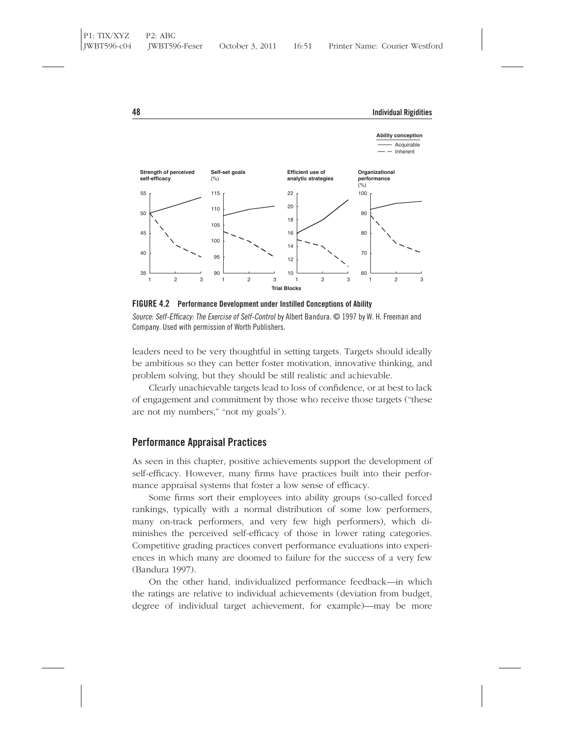**FIGURE 4.2 Performance Development under Instilled Conceptions of Ability**

*Source: Self-Efficacy: The Exercise of Self-Control* by Albert Bandura. © 1997 by W. H. Freeman and Company. Used with permission of Worth Publishers.

leaders need to be very thoughtful in setting targets. Targets should ideally be ambitious so they can better foster motivation, innovative thinking, and problem solving, but they should be still realistic and achievable.

Clearly unachievable targets lead to loss of confidence, or at best to lack of engagement and commitment by those who receive those targets ("these are not my numbers," "not my goals").

## Performance Appraisal Practices

As seen in this chapter, positive achievements support the development of self-efficacy. However, many firms have practices built into their performance appraisal systems that foster a low sense of efficacy.

Some firms sort their employees into ability groups (so-called forced rankings, typically with a normal distribution of some low performers, many on-track performers, and very few high performers), which diminishes the perceived self-efficacy of those in lower rating categories. Competitive grading practices convert performance evaluations into experiences in which many are doomed to failure for the success of a very few (Bandura 1997).

On the other hand, individualized performance feedback—in which the ratings are relative to individual achievements (deviation from budget, degree of individual target achievement, for example)—may be more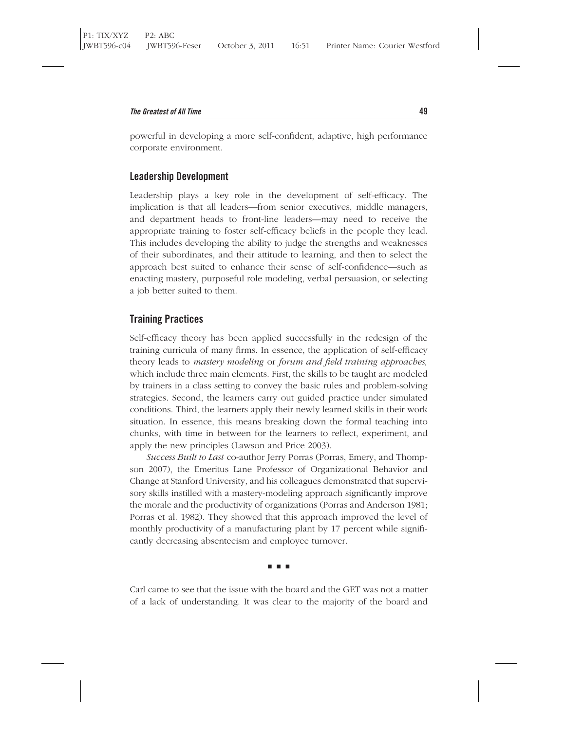powerful in developing a more self-confident, adaptive, high performance corporate environment.

## Leadership Development

Leadership plays a key role in the development of self-efficacy. The implication is that all leaders—from senior executives, middle managers, and department heads to front-line leaders—may need to receive the appropriate training to foster self-efficacy beliefs in the people they lead. This includes developing the ability to judge the strengths and weaknesses of their subordinates, and their attitude to learning, and then to select the approach best suited to enhance their sense of self-confidence—such as enacting mastery, purposeful role modeling, verbal persuasion, or selecting a job better suited to them.

## Training Practices

Self-efficacy theory has been applied successfully in the redesign of the training curricula of many firms. In essence, the application of self-efficacy theory leads to *mastery modeling* or *forum and field training approaches,* which include three main elements. First, the skills to be taught are modeled by trainers in a class setting to convey the basic rules and problem-solving strategies. Second, the learners carry out guided practice under simulated conditions. Third, the learners apply their newly learned skills in their work situation. In essence, this means breaking down the formal teaching into chunks, with time in between for the learners to reflect, experiment, and apply the new principles (Lawson and Price 2003).

*Success Built to Last* co-author Jerry Porras (Porras, Emery, and Thompson 2007), the Emeritus Lane Professor of Organizational Behavior and Change at Stanford University, and his colleagues demonstrated that supervisory skills instilled with a mastery-modeling approach significantly improve the morale and the productivity of organizations (Porras and Anderson 1981; Porras et al. 1982). They showed that this approach improved the level of monthly productivity of a manufacturing plant by 17 percent while significantly decreasing absenteeism and employee turnover.

■ ■ ■

Carl came to see that the issue with the board and the GET was not a matter of a lack of understanding. It was clear to the majority of the board and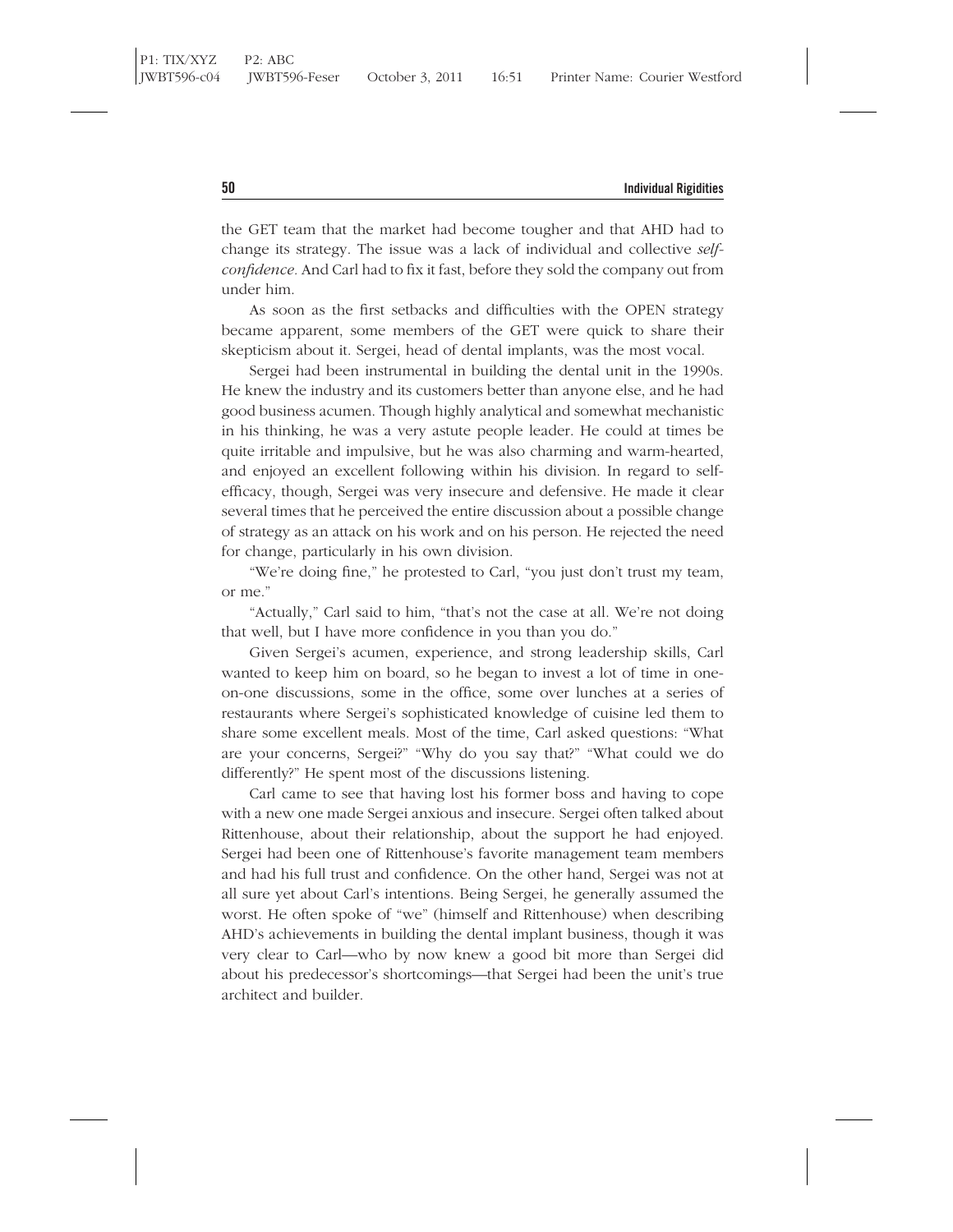the GET team that the market had become tougher and that AHD had to change its strategy. The issue was a lack of individual and collective *self-confidence*. And Carl had to fix it fast, before they sold the company out from under him.

As soon as the first setbacks and difficulties with the OPEN strategy became apparent, some members of the GET were quick to share their skepticism about it. Sergei, head of dental implants, was the most vocal.

Sergei had been instrumental in building the dental unit in the 1990s. He knew the industry and its customers better than anyone else, and he had good business acumen. Though highly analytical and somewhat mechanistic in his thinking, he was a very astute people leader. He could at times be quite irritable and impulsive, but he was also charming and warm-hearted, and enjoyed an excellent following within his division. In regard to self-efficacy, though, Sergei was very insecure and defensive. He made it clear several times that he perceived the entire discussion about a possible change of strategy as an attack on his work and on his person. He rejected the need for change, particularly in his own division.

"We're doing fine," he protested to Carl, "you just don't trust my team, or me."

"Actually," Carl said to him, "that's not the case at all. We're not doing that well, but I have more confidence in you than you do."

Given Sergei's acumen, experience, and strong leadership skills, Carl wanted to keep him on board, so he began to invest a lot of time in one-on-one discussions, some in the office, some over lunches at a series of restaurants where Sergei's sophisticated knowledge of cuisine led them to share some excellent meals. Most of the time, Carl asked questions: "What are your concerns, Sergei?" "Why do you say that?" "What could we do differently?" He spent most of the discussions listening.

Carl came to see that having lost his former boss and having to cope with a new one made Sergei anxious and insecure. Sergei often talked about Rittenhouse, about their relationship, about the support he had enjoyed. Sergei had been one of Rittenhouse's favorite management team members and had his full trust and confidence. On the other hand, Sergei was not at all sure yet about Carl's intentions. Being Sergei, he generally assumed the worst. He often spoke of "we" (himself and Rittenhouse) when describing AHD's achievements in building the dental implant business, though it was very clear to Carl—who by now knew a good bit more than Sergei did about his predecessor's shortcomings—that Sergei had been the unit's true architect and builder.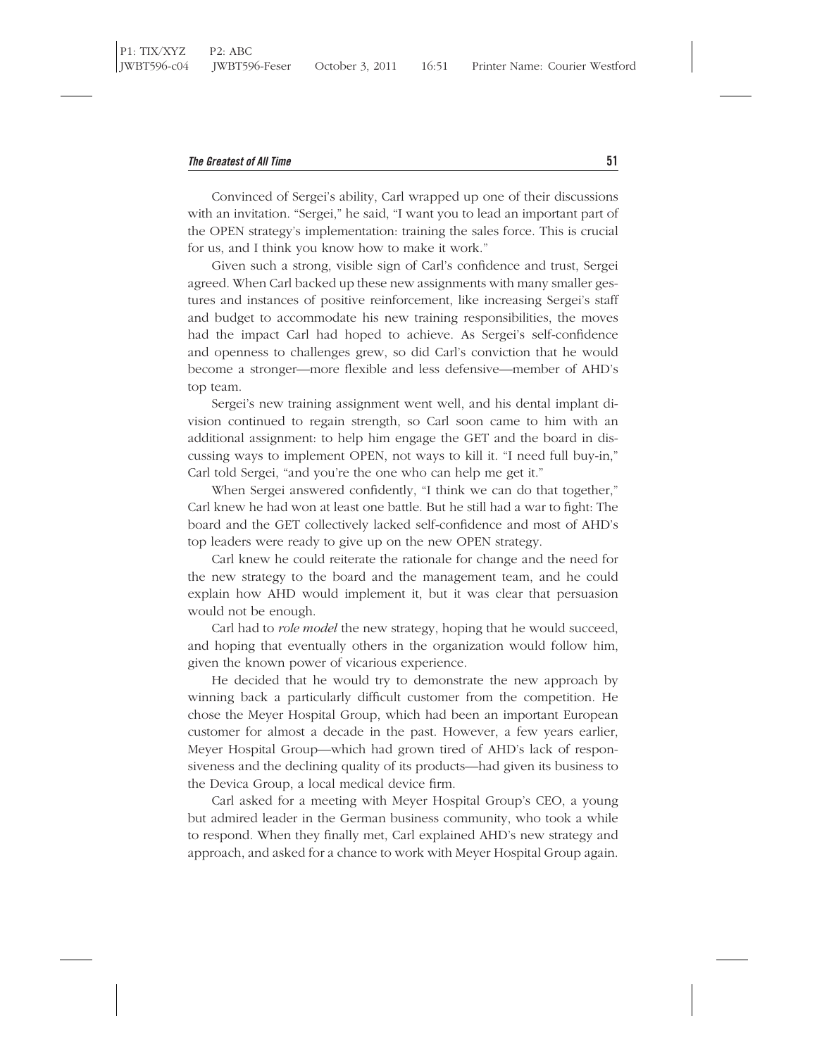Convinced of Sergei's ability, Carl wrapped up one of their discussions with an invitation. "Sergei," he said, "I want you to lead an important part of the OPEN strategy's implementation: training the sales force. This is crucial for us, and I think you know how to make it work."

Given such a strong, visible sign of Carl's confidence and trust, Sergei agreed. When Carl backed up these new assignments with many smaller gestures and instances of positive reinforcement, like increasing Sergei's staff and budget to accommodate his new training responsibilities, the moves had the impact Carl had hoped to achieve. As Sergei's self-confidence and openness to challenges grew, so did Carl's conviction that he would become a stronger—more flexible and less defensive—member of AHD's top team.

Sergei's new training assignment went well, and his dental implant division continued to regain strength, so Carl soon came to him with an additional assignment: to help him engage the GET and the board in discussing ways to implement OPEN, not ways to kill it. "I need full buy-in," Carl told Sergei, "and you're the one who can help me get it."

When Sergei answered confidently, "I think we can do that together," Carl knew he had won at least one battle. But he still had a war to fight: The board and the GET collectively lacked self-confidence and most of AHD's top leaders were ready to give up on the new OPEN strategy.

Carl knew he could reiterate the rationale for change and the need for the new strategy to the board and the management team, and he could explain how AHD would implement it, but it was clear that persuasion would not be enough.

Carl had to *role model* the new strategy, hoping that he would succeed, and hoping that eventually others in the organization would follow him, given the known power of vicarious experience.

He decided that he would try to demonstrate the new approach by winning back a particularly difficult customer from the competition. He chose the Meyer Hospital Group, which had been an important European customer for almost a decade in the past. However, a few years earlier, Meyer Hospital Group—which had grown tired of AHD's lack of responsiveness and the declining quality of its products—had given its business to the Devica Group, a local medical device firm.

Carl asked for a meeting with Meyer Hospital Group's CEO, a young but admired leader in the German business community, who took a while to respond. When they finally met, Carl explained AHD's new strategy and approach, and asked for a chance to work with Meyer Hospital Group again.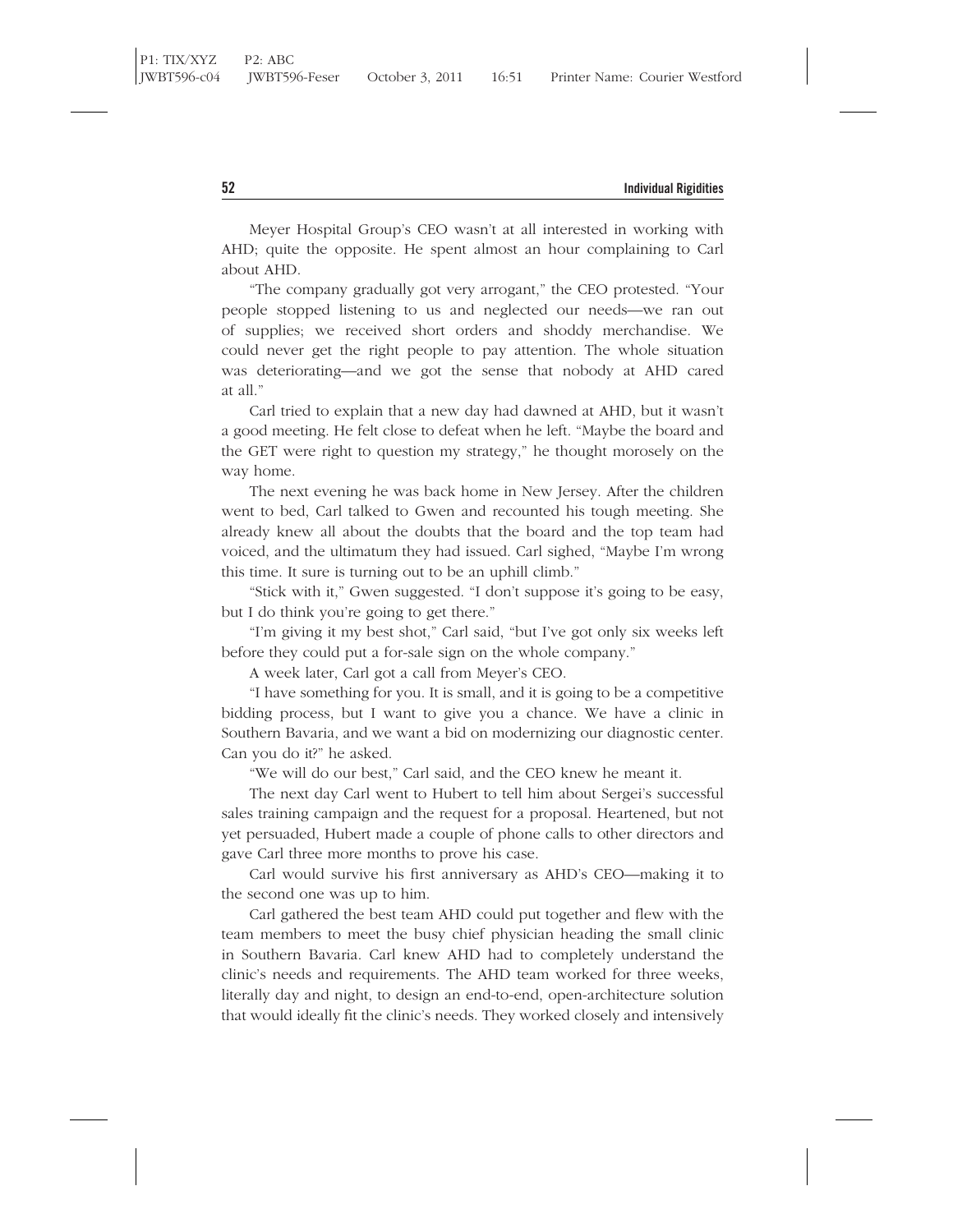Meyer Hospital Group's CEO wasn't at all interested in working with AHD; quite the opposite. He spent almost an hour complaining to Carl about AHD.

"The company gradually got very arrogant," the CEO protested. "Your people stopped listening to us and neglected our needs—we ran out of supplies; we received short orders and shoddy merchandise. We could never get the right people to pay attention. The whole situation was deteriorating—and we got the sense that nobody at AHD cared at all."

Carl tried to explain that a new day had dawned at AHD, but it wasn't a good meeting. He felt close to defeat when he left. "Maybe the board and the GET were right to question my strategy," he thought morosely on the way home.

The next evening he was back home in New Jersey. After the children went to bed, Carl talked to Gwen and recounted his tough meeting. She already knew all about the doubts that the board and the top team had voiced, and the ultimatum they had issued. Carl sighed, "Maybe I'm wrong this time. It sure is turning out to be an uphill climb."

"Stick with it," Gwen suggested. "I don't suppose it's going to be easy, but I do think you're going to get there."

"I'm giving it my best shot," Carl said, "but I've got only six weeks left before they could put a for-sale sign on the whole company."

A week later, Carl got a call from Meyer's CEO.

"I have something for you. It is small, and it is going to be a competitive bidding process, but I want to give you a chance. We have a clinic in Southern Bavaria, and we want a bid on modernizing our diagnostic center. Can you do it?" he asked.

"We will do our best," Carl said, and the CEO knew he meant it.

The next day Carl went to Hubert to tell him about Sergei's successful sales training campaign and the request for a proposal. Heartened, but not yet persuaded, Hubert made a couple of phone calls to other directors and gave Carl three more months to prove his case.

Carl would survive his first anniversary as AHD's CEO—making it to the second one was up to him.

Carl gathered the best team AHD could put together and flew with the team members to meet the busy chief physician heading the small clinic in Southern Bavaria. Carl knew AHD had to completely understand the clinic's needs and requirements. The AHD team worked for three weeks, literally day and night, to design an end-to-end, open-architecture solution that would ideally fit the clinic's needs. They worked closely and intensively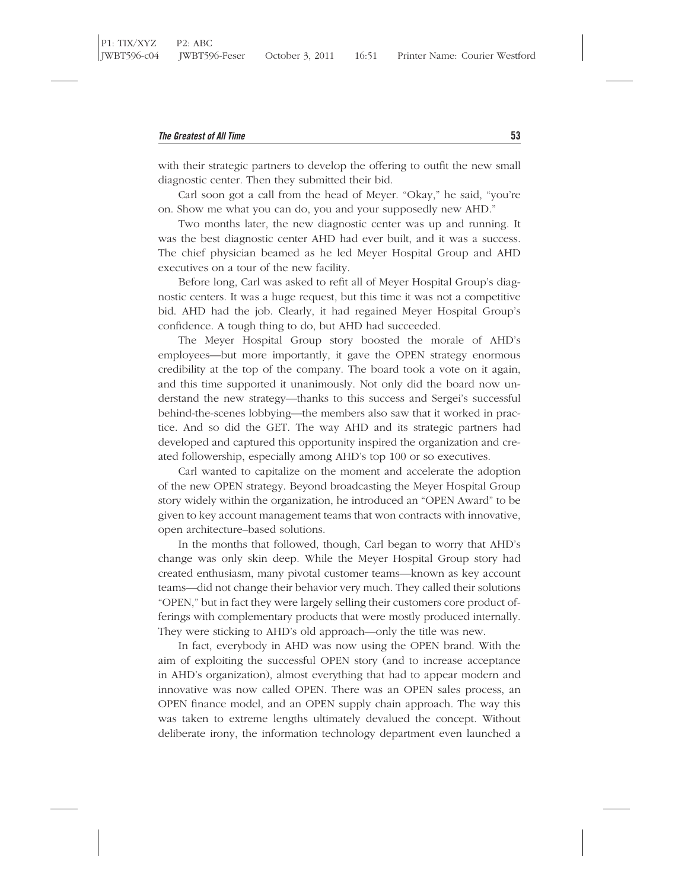with their strategic partners to develop the offering to outfit the new small diagnostic center. Then they submitted their bid.

Carl soon got a call from the head of Meyer. "Okay," he said, "you're on. Show me what you can do, you and your supposedly new AHD."

Two months later, the new diagnostic center was up and running. It was the best diagnostic center AHD had ever built, and it was a success. The chief physician beamed as he led Meyer Hospital Group and AHD executives on a tour of the new facility.

Before long, Carl was asked to refit all of Meyer Hospital Group's diagnostic centers. It was a huge request, but this time it was not a competitive bid. AHD had the job. Clearly, it had regained Meyer Hospital Group's confidence. A tough thing to do, but AHD had succeeded.

The Meyer Hospital Group story boosted the morale of AHD's employees—but more importantly, it gave the OPEN strategy enormous credibility at the top of the company. The board took a vote on it again, and this time supported it unanimously. Not only did the board now understand the new strategy—thanks to this success and Sergei's successful behind-the-scenes lobbying—the members also saw that it worked in practice. And so did the GET. The way AHD and its strategic partners had developed and captured this opportunity inspired the organization and created followership, especially among AHD's top 100 or so executives.

Carl wanted to capitalize on the moment and accelerate the adoption of the new OPEN strategy. Beyond broadcasting the Meyer Hospital Group story widely within the organization, he introduced an "OPEN Award" to be given to key account management teams that won contracts with innovative, open architecture–based solutions.

In the months that followed, though, Carl began to worry that AHD's change was only skin deep. While the Meyer Hospital Group story had created enthusiasm, many pivotal customer teams—known as key account teams—did not change their behavior very much. They called their solutions "OPEN," but in fact they were largely selling their customers core product offerings with complementary products that were mostly produced internally. They were sticking to AHD's old approach—only the title was new.

In fact, everybody in AHD was now using the OPEN brand. With the aim of exploiting the successful OPEN story (and to increase acceptance in AHD's organization), almost everything that had to appear modern and innovative was now called OPEN. There was an OPEN sales process, an OPEN finance model, and an OPEN supply chain approach. The way this was taken to extreme lengths ultimately devalued the concept. Without deliberate irony, the information technology department even launched a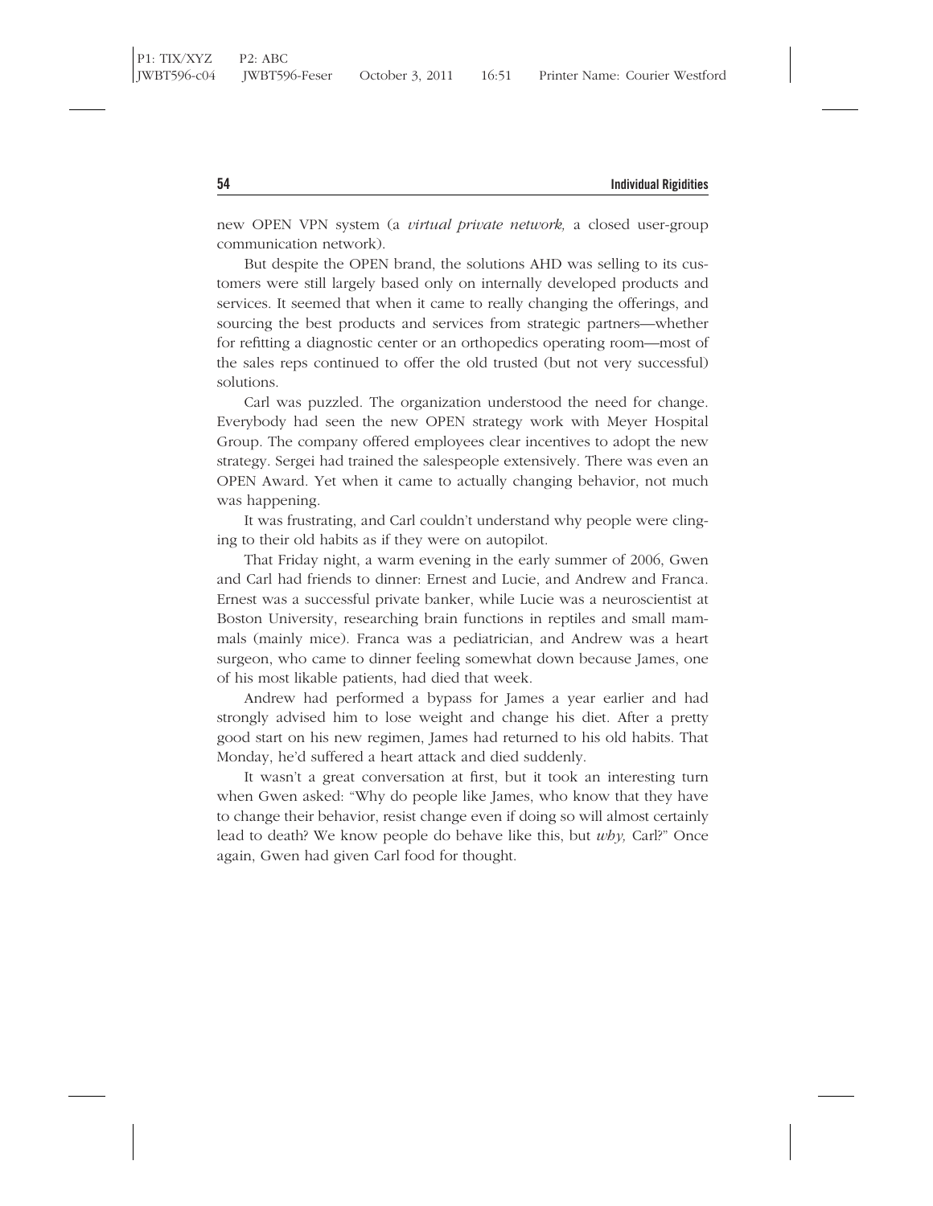new OPEN VPN system (a *virtual private network,* a closed user-group communication network).

But despite the OPEN brand, the solutions AHD was selling to its customers were still largely based only on internally developed products and services. It seemed that when it came to really changing the offerings, and sourcing the best products and services from strategic partners—whether for refitting a diagnostic center or an orthopedics operating room—most of the sales reps continued to offer the old trusted (but not very successful) solutions.

Carl was puzzled. The organization understood the need for change. Everybody had seen the new OPEN strategy work with Meyer Hospital Group. The company offered employees clear incentives to adopt the new strategy. Sergei had trained the salespeople extensively. There was even an OPEN Award. Yet when it came to actually changing behavior, not much was happening.

It was frustrating, and Carl couldn't understand why people were clinging to their old habits as if they were on autopilot.

That Friday night, a warm evening in the early summer of 2006, Gwen and Carl had friends to dinner: Ernest and Lucie, and Andrew and Franca. Ernest was a successful private banker, while Lucie was a neuroscientist at Boston University, researching brain functions in reptiles and small mammals (mainly mice). Franca was a pediatrician, and Andrew was a heart surgeon, who came to dinner feeling somewhat down because James, one of his most likable patients, had died that week.

Andrew had performed a bypass for James a year earlier and had strongly advised him to lose weight and change his diet. After a pretty good start on his new regimen, James had returned to his old habits. That Monday, he'd suffered a heart attack and died suddenly.

It wasn't a great conversation at first, but it took an interesting turn when Gwen asked: "Why do people like James, who know that they have to change their behavior, resist change even if doing so will almost certainly lead to death? We know people do behave like this, but *why,* Carl?" Once again, Gwen had given Carl food for thought.